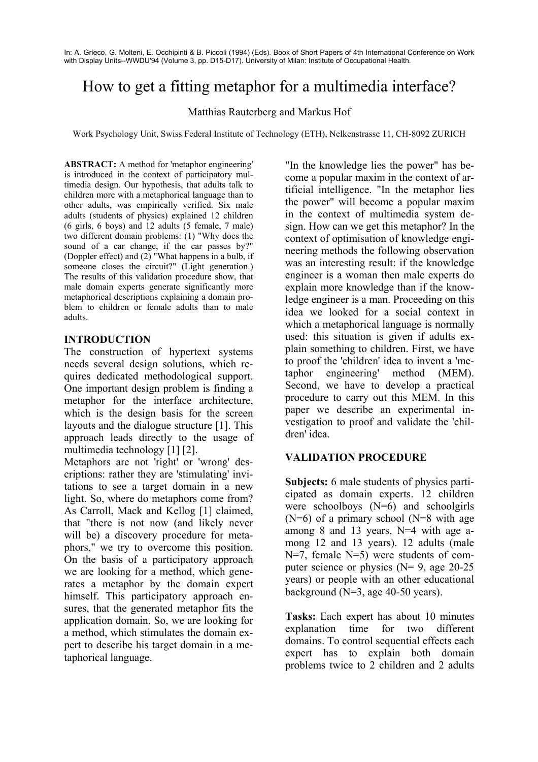In: A. Grieco, G. Molteni, E. Occhipinti & B. Piccoli (1994) (Eds). Book of Short Papers of 4th International Conference on Work with Display Units--WWDU'94 (Volume 3, pp. D15-D17). University of Milan: Institute of Occupational Health.

# How to get a fitting metaphor for a multimedia interface?

Matthias Rauterberg and Markus Hof

Work Psychology Unit, Swiss Federal Institute of Technology (ETH), Nelkenstrasse 11, CH-8092 ZURICH

**ABSTRACT:** A method for 'metaphor engineering' is introduced in the context of participatory multimedia design. Our hypothesis, that adults talk to children more with a metaphorical language than to other adults, was empirically verified. Six male adults (students of physics) explained 12 children (6 girls, 6 boys) and 12 adults (5 female, 7 male) two different domain problems: (1) "Why does the sound of a car change, if the car passes by?" (Doppler effect) and (2) "What happens in a bulb, if someone closes the circuit?" (Light generation.) The results of this validation procedure show, that male domain experts generate significantly more metaphorical descriptions explaining a domain problem to children or female adults than to male adults.

## INTRODUCTION

The construction of hypertext systems needs several design solutions, which requires dedicated methodological support. One important design problem is finding a metaphor for the interface architecture, which is the design basis for the screen layouts and the dialogue structure [1]. This approach leads directly to the usage of multimedia technology [1] [2].

Metaphors are not 'right' or 'wrong' descriptions: rather they are 'stimulating' invitations to see a target domain in a new light. So, where do metaphors come from? As Carroll, Mack and Kellog [1] claimed, that "there is not now (and likely never will be) a discovery procedure for metaphors," we try to overcome this position. On the basis of a participatory approach we are looking for a method, which generates a metaphor by the domain expert himself. This participatory approach ensures, that the generated metaphor fits the application domain. So, we are looking for a method, which stimulates the domain expert to describe his target domain in a metaphorical language.

"In the knowledge lies the power" has become a popular maxim in the context of artificial intelligence. "In the metaphor lies the power" will become a popular maxim in the context of multimedia system design. How can we get this metaphor? In the context of optimisation of knowledge engineering methods the following observation was an interesting result: if the knowledge engineer is a woman then male experts do explain more knowledge than if the knowledge engineer is a man. Proceeding on this idea we looked for a social context in which a metaphorical language is normally used: this situation is given if adults explain something to children. First, we have to proof the 'children' idea to invent a 'metaphor engineering' method (MEM). Second, we have to develop a practical procedure to carry out this MEM. In this paper we describe an experimental investigation to proof and validate the 'children' idea.

## VALIDATION PROCEDURE

**Subjects:** 6 male students of physics participated as domain experts. 12 children were schoolboys (N=6) and schoolgirls (N=6) of a primary school (N=8 with age among 8 and 13 years, N=4 with age among 12 and 13 years). 12 adults (male N=7, female N=5) were students of computer science or physics (N= 9, age 20-25 years) or people with an other educational background (N=3, age 40-50 years).

**Tasks:** Each expert has about 10 minutes explanation time for two different domains. To control sequential effects each expert has to explain both domain problems twice to 2 children and 2 adults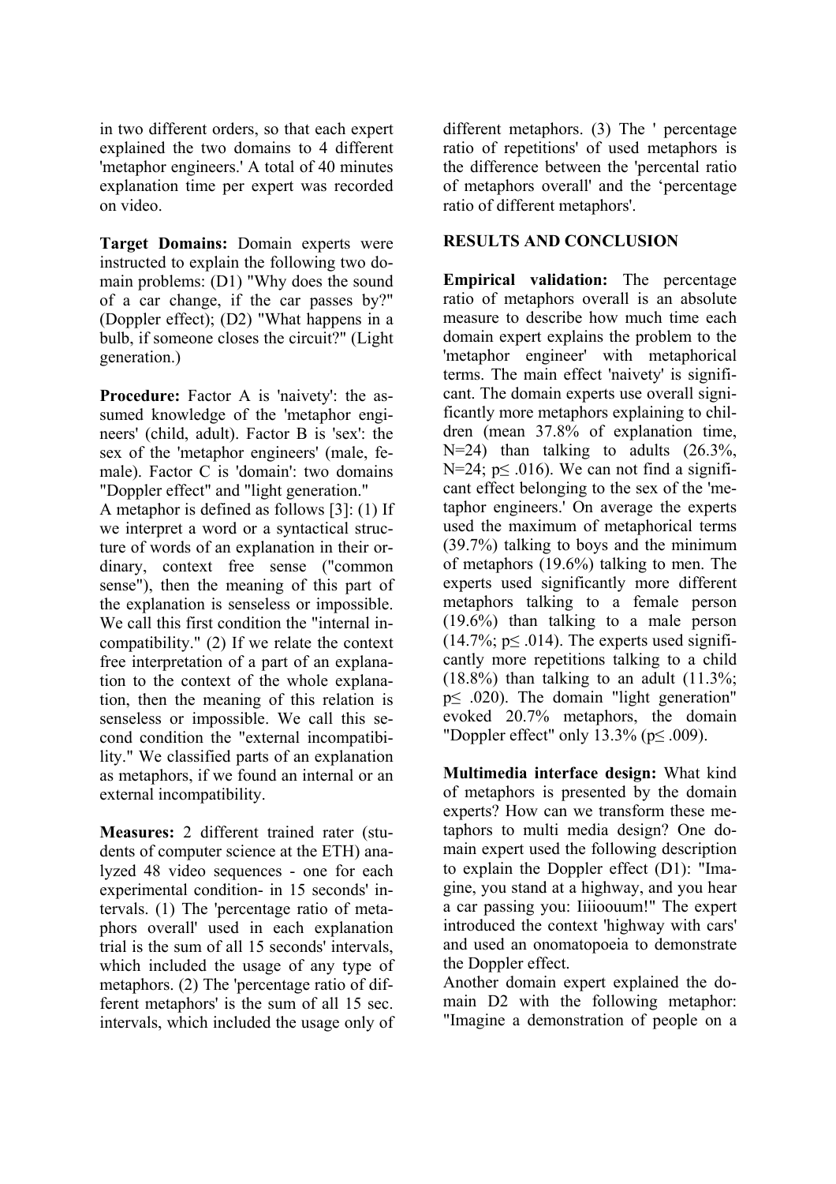in two different orders, so that each expert explained the two domains to 4 different 'metaphor engineers.' A total of 40 minutes explanation time per expert was recorded on video.

**Target Domains:** Domain experts were instructed to explain the following two domain problems: (D1) "Why does the sound of a car change, if the car passes by?" (Doppler effect); (D2) "What happens in a bulb, if someone closes the circuit?" (Light generation.)

**Procedure:** Factor A is 'naivety': the assumed knowledge of the 'metaphor engineers' (child, adult). Factor B is 'sex': the sex of the 'metaphor engineers' (male, female). Factor C is 'domain': two domains "Doppler effect" and "light generation."
A metaphor is defined as follows [3]: (1) If we interpret a word or a syntactical structure of words of an explanation in their ordinary, context free sense ("common sense"), then the meaning of this part of the explanation is senseless or impossible. We call this first condition the "internal incompatibility." (2) If we relate the context free interpretation of a part of an explanation to the context of the whole explanation, then the meaning of this relation is senseless or impossible. We call this second condition the "external incompatibility." We classified parts of an explanation as metaphors, if we found an internal or an external incompatibility.

**Measures:** 2 different trained rater (students of computer science at the ETH) analyzed 48 video sequences - one for each experimental condition- in 15 seconds' intervals. (1) The 'percentage ratio of metaphors overall' used in each explanation trial is the sum of all 15 seconds' intervals, which included the usage of any type of metaphors. (2) The 'percentage ratio of different metaphors' is the sum of all 15 sec. intervals, which included the usage only of different metaphors. (3) The ' percentage ratio of repetitions' of used metaphors is the difference between the 'percental ratio of metaphors overall' and the 'percentage ratio of different metaphors'.

## RESULTS AND CONCLUSION

**Empirical validation:** The percentage ratio of metaphors overall is an absolute measure to describe how much time each domain expert explains the problem to the 'metaphor engineer' with metaphorical terms. The main effect 'naivety' is significant. The domain experts use overall significantly more metaphors explaining to children (mean 37.8% of explanation time, N=24) than talking to adults (26.3%, N=24; $p \leq .016$). We can not find a significant effect belonging to the sex of the 'metaphor engineers.' On average the experts used the maximum of metaphorical terms (39.7%) talking to boys and the minimum of metaphors (19.6%) talking to men. The experts used significantly more different metaphors talking to a female person (19.6%) than talking to a male person (14.7%; $p \leq .014$). The experts used significantly more repetitions talking to a child (18.8%) than talking to an adult (11.3%; $p \leq .020$). The domain "light generation" evoked 20.7% metaphors, the domain "Doppler effect" only 13.3% ($p \leq .009$).

**Multimedia interface design:** What kind of metaphors is presented by the domain experts? How can we transform these metaphors to multi media design? One domain expert used the following description to explain the Doppler effect (D1): "Imagine, you stand at a highway, and you hear a car passing you: Iiiiooum!" The expert introduced the context 'highway with cars' and used an onomatopoeia to demonstrate the Doppler effect.
Another domain expert explained the domain D2 with the following metaphor: "Imagine a demonstration of people on a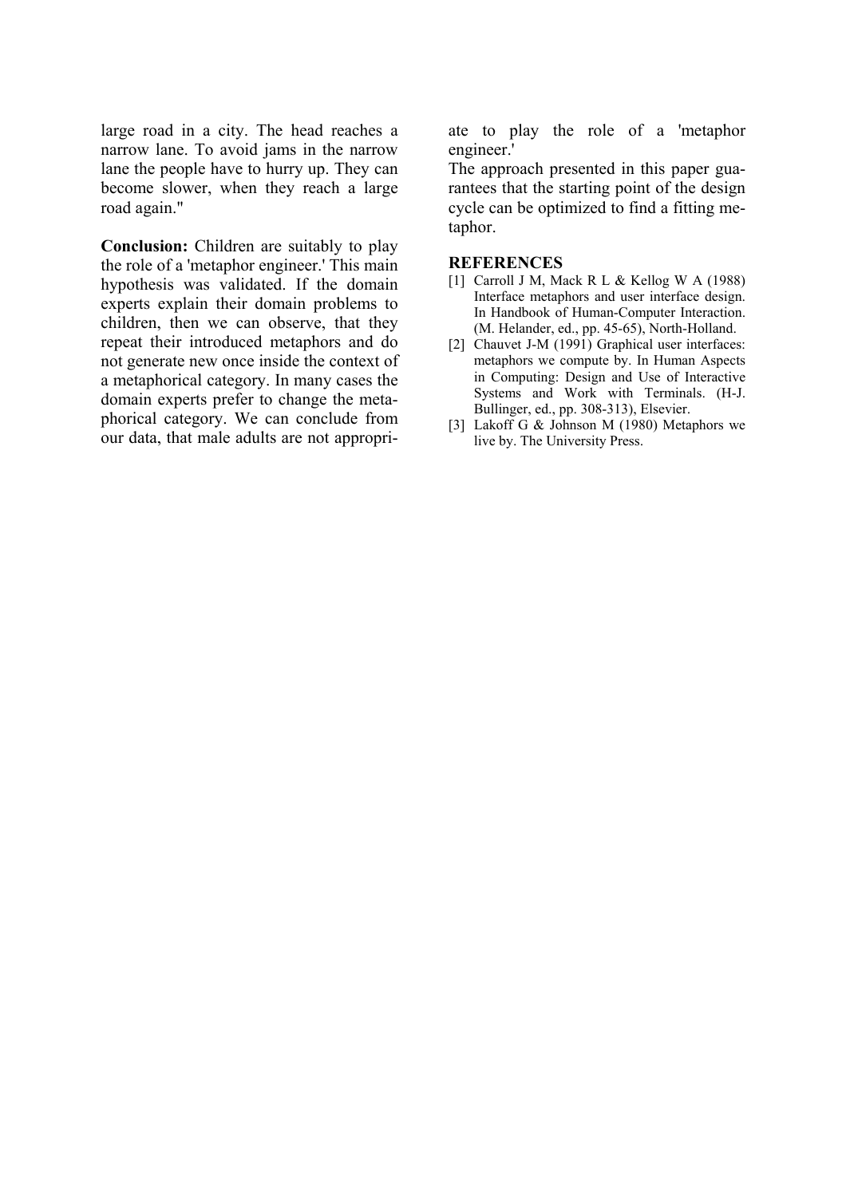large road in a city. The head reaches a narrow lane. To avoid jams in the narrow lane the people have to hurry up. They can become slower, when they reach a large road again."

**Conclusion:** Children are suitably to play the role of a 'metaphor engineer.' This main hypothesis was validated. If the domain experts explain their domain problems to children, then we can observe, that they repeat their introduced metaphors and do not generate new once inside the context of a metaphorical category. In many cases the domain experts prefer to change the metaphorical category. We can conclude from our data, that male adults are not appropriate to play the role of a 'metaphor engineer.'

The approach presented in this paper guarantees that the starting point of the design cycle can be optimized to find a fitting metaphor.

## REFERENCES

[1] Carroll J M, Mack R L & Kellog W A (1988) Interface metaphors and user interface design. In Handbook of Human-Computer Interaction. (M. Helander, ed., pp. 45-65), North-Holland.

[2] Chauvet J-M (1991) Graphical user interfaces: metaphors we compute by. In Human Aspects in Computing: Design and Use of Interactive Systems and Work with Terminals. (H-J. Bullinger, ed., pp. 308-313), Elsevier.

[3] Lakoff G & Johnson M (1980) Metaphors we live by. The University Press.